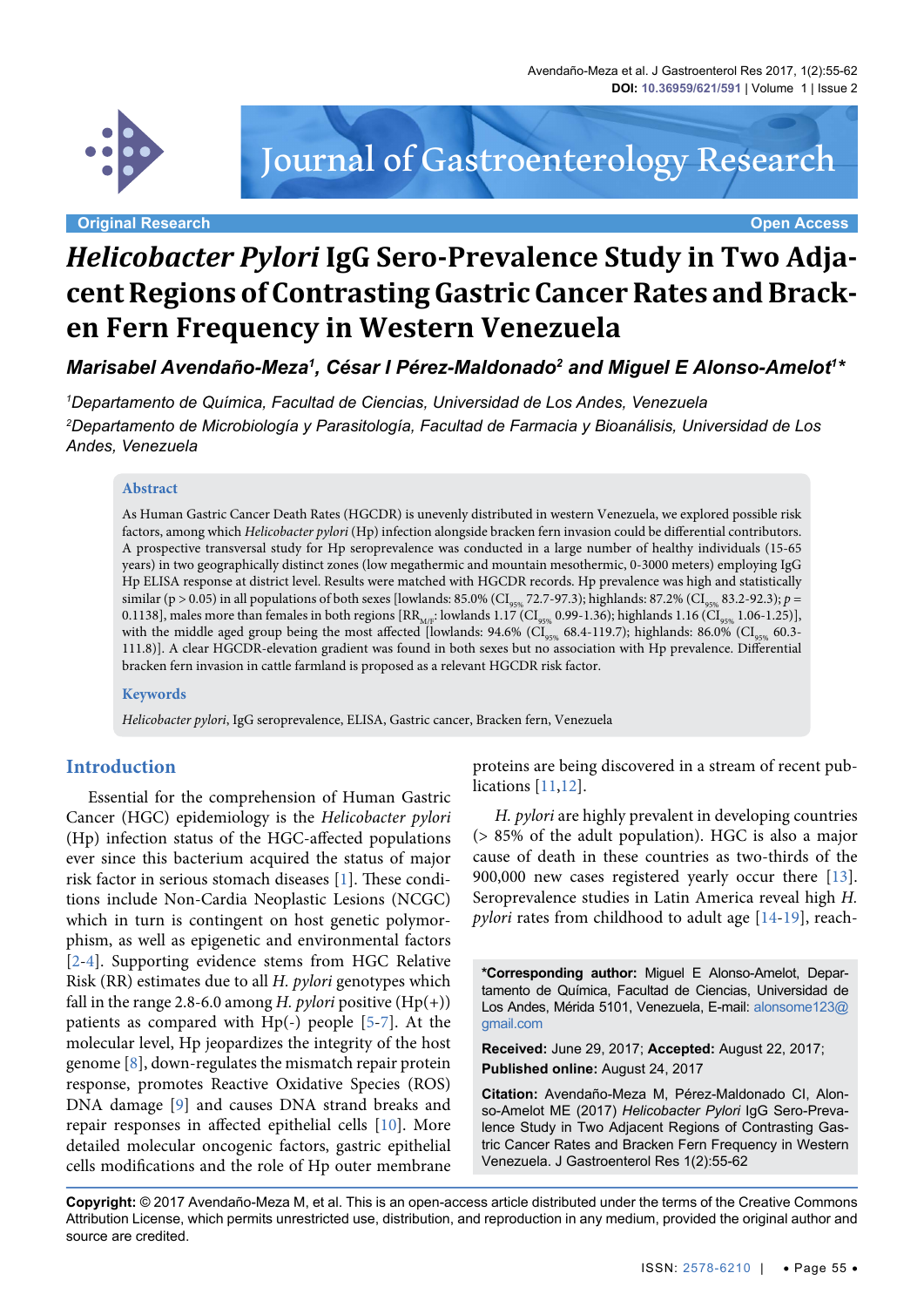Original Research

Open Access

# *Helicobacter Pylori* IgG Sero-Prevalence Study in Two Adjacent Regions of Contrasting Gastric Cancer Rates and Bracken Fern Frequency in Western Venezuela

***Marisabel Avendaño-Meza[1], César I Pérez-Maldonado[2] and Miguel E Alonso-Amelot[1]\****

*[1]Departamento de Química, Facultad de Ciencias, Universidad de Los Andes, Venezuela*

*[2]Departamento de Microbiología y Parasitología, Facultad de Farmacia y Bioanálisis, Universidad de Los Andes, Venezuela*

## Abstract

As Human Gastric Cancer Death Rates (HGCDR) is unevenly distributed in western Venezuela, we explored possible risk factors, among which *Helicobacter pylori* (Hp) infection alongside bracken fern invasion could be differential contributors. A prospective transversal study for Hp seroprevalence was conducted in a large number of healthy individuals (15-65 years) in two geographically distinct zones (low megathermic and mountain mesothermic, 0-3000 meters) employing IgG Hp ELISA response at district level. Results were matched with HGCDR records. Hp prevalence was high and statistically similar ($p > 0.05$) in all populations of both sexes [lowlands: 85.0% ($CI_{95\%}$ 72.7-97.3); highlands: 87.2% ($CI_{95\%}$ 83.2-92.3); $p = 0.1138$], males more than females in both regions [$RR_{M/F}$: lowlands 1.17 ($CI_{95\%}$ 0.99-1.36); highlands 1.16 ($CI_{95\%}$ 1.06-1.25)], with the middle aged group being the most affected [lowlands: 94.6% ($CI_{95\%}$ 68.4-119.7); highlands: 86.0% ($CI_{95\%}$ 60.3-111.8)]. A clear HGCDR-elevation gradient was found in both sexes but no association with Hp prevalence. Differential bracken fern invasion in cattle farmland is proposed as a relevant HGCDR risk factor.

## Keywords

*Helicobacter pylori*, IgG seroprevalence, ELISA, Gastric cancer, Bracken fern, Venezuela

## Introduction

Essential for the comprehension of Human Gastric Cancer (HGC) epidemiology is the *Helicobacter pylori* (Hp) infection status of the HGC-affected populations ever since this bacterium acquired the status of major risk factor in serious stomach diseases [1]. These conditions include Non-Cardia Neoplastic Lesions (NCGC) which in turn is contingent on host genetic polymorphism, as well as epigenetic and environmental factors [2-4]. Supporting evidence stems from HGC Relative Risk (RR) estimates due to all *H. pylori* genotypes which fall in the range 2.8-6.0 among *H. pylori* positive (Hp(+)) patients as compared with Hp(-) people [5-7]. At the molecular level, Hp jeopardizes the integrity of the host genome [8], down-regulates the mismatch repair protein response, promotes Reactive Oxidative Species (ROS) DNA damage [9] and causes DNA strand breaks and repair responses in affected epithelial cells [10]. More detailed molecular oncogenic factors, gastric epithelial cells modifications and the role of Hp outer membrane proteins are being discovered in a stream of recent publications [11,12].

*H. pylori* are highly prevalent in developing countries (> 85% of the adult population). HGC is also a major cause of death in these countries as two-thirds of the 900,000 new cases registered yearly occur there [13]. Seroprevalence studies in Latin America reveal high *H. pylori* rates from childhood to adult age [14-19], reach-

**\*Corresponding author:** Miguel E Alonso-Amelot, Departamento de Química, Facultad de Ciencias, Universidad de Los Andes, Mérida 5101, Venezuela, E-mail: alonsome123@gmail.com

**Received:** June 29, 2017; **Accepted:** August 22, 2017; **Published online:** August 24, 2017

**Citation:** Avendaño-Meza M, Pérez-Maldonado CI, Alonso-Amelot ME (2017) *Helicobacter Pylori* IgG Sero-Prevalence Study in Two Adjacent Regions of Contrasting Gastric Cancer Rates and Bracken Fern Frequency in Western Venezuela. J Gastroenterol Res 1(2):55-62

**Copyright:** © 2017 Avendaño-Meza M, et al. This is an open-access article distributed under the terms of the Creative Commons Attribution License, which permits unrestricted use, distribution, and reproduction in any medium, provided the original author and source are credited.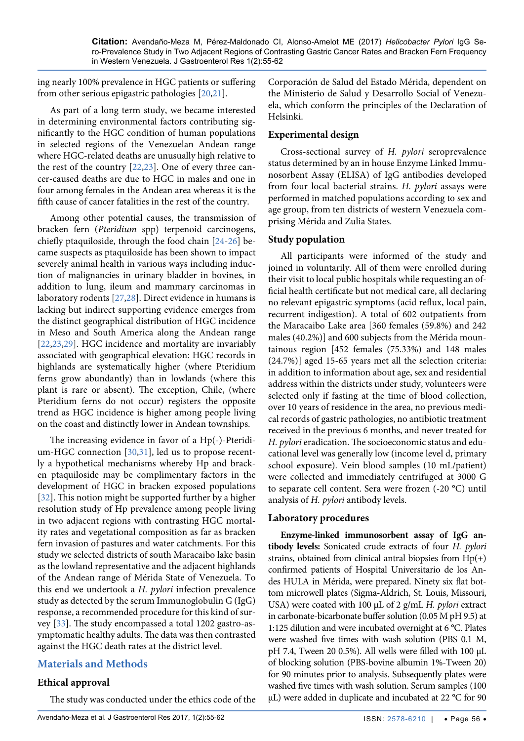ing nearly 100% prevalence in HGC patients or suffering from other serious epigastric pathologies [20,21].

As part of a long term study, we became interested in determining environmental factors contributing significantly to the HGC condition of human populations in selected regions of the Venezuelan Andean range where HGC-related deaths are unusually high relative to the rest of the country [22,23]. One of every three cancer-caused deaths are due to HGC in males and one in four among females in the Andean area whereas it is the fifth cause of cancer fatalities in the rest of the country.

Among other potential causes, the transmission of bracken fern (*Pteridium* spp) terpenoid carcinogens, chiefly ptaquiloside, through the food chain [24-26] became suspects as ptaquiloside has been shown to impact severely animal health in various ways including induction of malignancies in urinary bladder in bovines, in addition to lung, ileum and mammary carcinomas in laboratory rodents [27,28]. Direct evidence in humans is lacking but indirect supporting evidence emerges from the distinct geographical distribution of HGC incidence in Meso and South America along the Andean range [22,23,29]. HGC incidence and mortality are invariably associated with geographical elevation: HGC records in highlands are systematically higher (where Pteridium ferns grow abundantly) than in lowlands (where this plant is rare or absent). The exception, Chile, (where Pteridium ferns do not occur) registers the opposite trend as HGC incidence is higher among people living on the coast and distinctly lower in Andean townships.

The increasing evidence in favor of a Hp(-)-Pteridium-HGC connection [30,31], led us to propose recently a hypothetical mechanisms whereby Hp and bracken ptaquiloside may be complimentary factors in the development of HGC in bracken exposed populations [32]. This notion might be supported further by a higher resolution study of Hp prevalence among people living in two adjacent regions with contrasting HGC mortality rates and vegetational composition as far as bracken fern invasion of pastures and water catchments. For this study we selected districts of south Maracaibo lake basin as the lowland representative and the adjacent highlands of the Andean range of Mérida State of Venezuela. To this end we undertook a *H. pylori* infection prevalence study as detected by the serum Immunoglobulin G (IgG) response, a recommended procedure for this kind of survey [33]. The study encompassed a total 1202 gastro-asymptomatic healthy adults. The data was then contrasted against the HGC death rates at the district level.

## Materials and Methods

### Ethical approval

The study was conducted under the ethics code of the Corporación de Salud del Estado Mérida, dependent on the Ministerio de Salud y Desarrollo Social of Venezuela, which conform the principles of the Declaration of Helsinki.

### Experimental design

Cross-sectional survey of *H. pylori* seroprevalence status determined by an in house Enzyme Linked Immunosorbent Assay (ELISA) of IgG antibodies developed from four local bacterial strains. *H. pylori* assays were performed in matched populations according to sex and age group, from ten districts of western Venezuela comprising Mérida and Zulia States.

### Study population

All participants were informed of the study and joined in voluntarily. All of them were enrolled during their visit to local public hospitals while requesting an official health certificate but not medical care, all declaring no relevant epigastric symptoms (acid reflux, local pain, recurrent indigestion). A total of 602 outpatients from the Maracaibo Lake area [360 females (59.8%) and 242 males (40.2%)] and 600 subjects from the Mérida mountainous region [452 females (75.33%) and 148 males (24.7%)] aged 15-65 years met all the selection criteria: in addition to information about age, sex and residential address within the districts under study, volunteers were selected only if fasting at the time of blood collection, over 10 years of residence in the area, no previous medical records of gastric pathologies, no antibiotic treatment received in the previous 6 months, and never treated for *H. pylori* eradication. The socioeconomic status and educational level was generally low (income level d, primary school exposure). Vein blood samples (10 mL/patient) were collected and immediately centrifuged at 3000 G to separate cell content. Sera were frozen (-20 °C) until analysis of *H. pylori* antibody levels.

### Laboratory procedures

**Enzyme-linked immunosorbent assay of IgG antibody levels:** Sonicated crude extracts of four *H. pylori* strains, obtained from clinical antral biopsies from Hp(+) confirmed patients of Hospital Universitario de los Andes HULA in Mérida, were prepared. Ninety six flat bottom microwell plates (Sigma-Aldrich, St. Louis, Missouri, USA) were coated with 100 µL of 2 g/mL *H. pylori* extract in carbonate-bicarbonate buffer solution (0.05 M pH 9.5) at 1:125 dilution and were incubated overnight at 6 °C. Plates were washed five times with wash solution (PBS 0.1 M, pH 7.4, Tween 20 0.5%). All wells were filled with 100 µL of blocking solution (PBS-bovine albumin 1%-Tween 20) for 90 minutes prior to analysis. Subsequently plates were washed five times with wash solution. Serum samples (100 µL) were added in duplicate and incubated at 22 °C for 90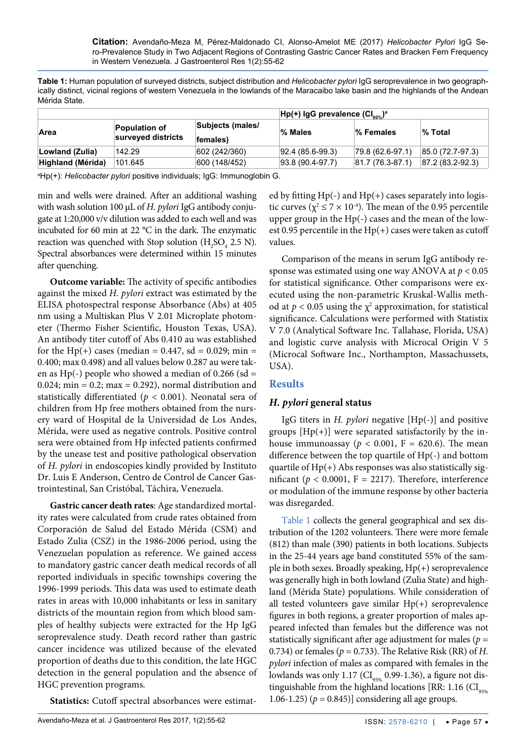**Table 1:** Human population of surveyed districts, subject distribution and *Helicobacter pylori* IgG seroprevalence in two geographically distinct, vicinal regions of western Venezuela in the lowlands of the Maracaibo lake basin and the highlands of the Andean Mérida State.

| Area | Population of surveyed districts | Subjects (males/ females) | Hp(+) IgG prevalence ($CI_{95\%}$)[a] | | |
|---|---|---|---|---|---|
| | | | % Males | % Females | % Total |
| Lowland (Zulia) | 142.29 | 602 (242/360) | 92.4 (85.6-99.3) | 79.8 (62.6-97.1) | 85.0 (72.7-97.3) |
| Highland (Mérida) | 101.645 | 600 (148/452) | 93.8 (90.4-97.7) | 81.7 (76.3-87.1) | 87.2 (83.2-92.3) |

[a]Hp(+): *Helicobacter pylori* positive individuals; IgG: Immunoglobin G.

min and wells were drained. After an additional washing with wash solution 100 µL of *H. pylori* IgG antibody conjugate at 1:20,000 v/v dilution was added to each well and was incubated for 60 min at 22 °C in the dark. The enzymatic reaction was quenched with Stop solution ($H_2SO_4$ 2.5 N). Spectral absorbances were determined within 15 minutes after quenching.

**Outcome variable:** The activity of specific antibodies against the mixed *H. pylori* extract was estimated by the ELISA photospectral response Absorbance (Abs) at 405 nm using a Multiskan Plus V 2.01 Microplate photometer (Thermo Fisher Scientific, Houston Texas, USA). An antibody titer cutoff of Abs 0.410 au was established for the Hp(+) cases (median = 0.447, sd = 0.029; min = 0.400; max 0.498) and all values below 0.287 au were taken as Hp(-) people who showed a median of 0.266 (sd = 0.024; min = 0.2; max = 0.292), normal distribution and statistically differentiated ($p < 0.001$). Neonatal sera of children from Hp free mothers obtained from the nursery ward of Hospital de la Universidad de Los Andes, Mérida, were used as negative controls. Positive control sera were obtained from Hp infected patients confirmed by the unease test and positive pathological observation of *H. pylori* in endoscopies kindly provided by Instituto Dr. Luis E Anderson, Centro de Control de Cancer Gastrointestinal, San Cristóbal, Táchira, Venezuela.

**Gastric cancer death rates**: Age standardized mortality rates were calculated from crude rates obtained from Corporación de Salud del Estado Mérida (CSM) and Estado Zulia (CSZ) in the 1986-2006 period, using the Venezuelan population as reference. We gained access to mandatory gastric cancer death medical records of all reported individuals in specific townships covering the 1996-1999 periods. This data was used to estimate death rates in areas with 10,000 inhabitants or less in sanitary districts of the mountain region from which blood samples of healthy subjects were extracted for the Hp IgG seroprevalence study. Death record rather than gastric cancer incidence was utilized because of the elevated proportion of deaths due to this condition, the late HGC detection in the general population and the absence of HGC prevention programs.

**Statistics:** Cutoff spectral absorbances were estimated by fitting Hp(-) and Hp(+) cases separately into logistic curves ($\chi^2 \leq 7 \times 10^{-4}$). The mean of the 0.95 percentile upper group in the Hp(-) cases and the mean of the lowest 0.95 percentile in the Hp(+) cases were taken as cutoff values.

Comparison of the means in serum IgG antibody response was estimated using one way ANOVA at $p < 0.05$ for statistical significance. Other comparisons were executed using the non-parametric Kruskal-Wallis method at $p < 0.05$ using the $\chi^2$ approximation, for statistical significance. Calculations were performed with Statistix V 7.0 (Analytical Software Inc. Tallahase, Florida, USA) and logistic curve analysis with Microcal Origin V 5 (Microcal Software Inc., Northampton, Massachussets, USA).

## Results

### *H. pylori* general status

IgG titers in *H. pylori* negative [Hp(-)] and positive groups [Hp(+)] were separated satisfactorily by the in-house immunoassay ($p < 0.001$, F = 620.6). The mean difference between the top quartile of Hp(-) and bottom quartile of Hp(+) Abs responses was also statistically significant ($p < 0.0001$, F = 2217). Therefore, interference or modulation of the immune response by other bacteria was disregarded.

Table 1 collects the general geographical and sex distribution of the 1202 volunteers. There were more female (812) than male (390) patients in both locations. Subjects in the 25-44 years age band constituted 55% of the sample in both sexes. Broadly speaking, Hp(+) seroprevalence was generally high in both lowland (Zulia State) and highland (Mérida State) populations. While consideration of all tested volunteers gave similar Hp(+) seroprevalence figures in both regions, a greater proportion of males appeared infected than females but the difference was not statistically significant after age adjustment for males ($p = 0.734$) or females ($p = 0.733$). The Relative Risk (RR) of *H. pylori* infection of males as compared with females in the lowlands was only 1.17 ($CI_{95\%}$ 0.99-1.36), a figure not distinguishable from the highland locations [RR: 1.16 ($CI_{95\%}$ 1.06-1.25) ($p = 0.845$)] considering all age groups.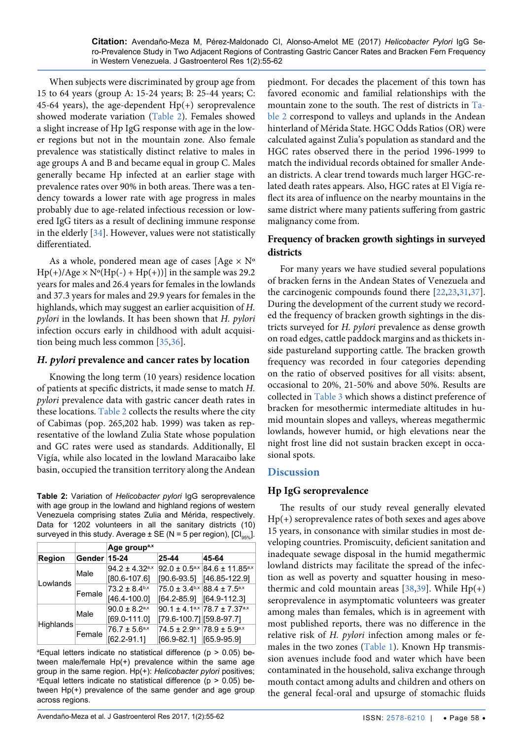When subjects were discriminated by group age from 15 to 64 years (group A: 15-24 years; B: 25-44 years; C: 45-64 years), the age-dependent Hp(+) seroprevalence showed moderate variation (Table 2). Females showed a slight increase of Hp IgG response with age in the lower regions but not in the mountain zone. Also female prevalence was statistically distinct relative to males in age groups A and B and became equal in group C. Males generally became Hp infected at an earlier stage with prevalence rates over 90% in both areas. There was a tendency towards a lower rate with age progress in males probably due to age-related infectious recession or lowered IgG titers as a result of declining immune response in the elderly [34]. However, values were not statistically differentiated.

As a whole, pondered mean age of cases [Age × Nº Hp(+)/Age × Nº(Hp(-) + Hp(+))] in the sample was 29.2 years for males and 26.4 years for females in the lowlands and 37.3 years for males and 29.9 years for females in the highlands, which may suggest an earlier acquisition of *H. pylori* in the lowlands. It has been shown that *H. pylori* infection occurs early in childhood with adult acquisition being much less common [35,36].

### *H. pylori* prevalence and cancer rates by location

Knowing the long term (10 years) residence location of patients at specific districts, it made sense to match *H. pylori* prevalence data with gastric cancer death rates in these locations. Table 2 collects the results where the city of Cabimas (pop. 265,202 hab. 1999) was taken as representative of the lowland Zulia State whose population and GC rates were used as standards. Additionally, El Vigía, while also located in the lowland Maracaibo lake basin, occupied the transition territory along the Andean piedmont. For decades the placement of this town has favored economic and familial relationships with the mountain zone to the south. The rest of districts in Table 2 correspond to valleys and uplands in the Andean hinterland of Mérida State. HGC Odds Ratios (OR) were calculated against Zulia's population as standard and the HGC rates observed there in the period 1996-1999 to match the individual records obtained for smaller Andean districts. A clear trend towards much larger HGC-related death rates appears. Also, HGC rates at El Vigía reflect its area of influence on the nearby mountains in the same district where many patients suffering from gastric malignancy come from.

**Table 2:** Variation of *Helicobacter pylori* IgG seroprevalence with age group in the lowland and highland regions of western Venezuela comprising states Zulia and Mérida, respectively. Data for 1202 volunteers in all the sanitary districts (10) surveyed in this study. Average ± SE (N = 5 per region), [$CI_{95\%}$].

| Region | Gender | Age group[a,x] | | |
|---|---|---|---|---|
| | | 15-24 | 25-44 | 45-64 |
| Lowlands | Male | 94.2 ± 4.32[a,x] [80.6-107.6] | 92.0 ± 0.5[a,x] [90.6-93.5] | 84.6 ± 11.85[a,x] [46.85-122.9] |
| | Female | 73.2 ± 8.4[b,x] [46.4-100.0] | 75.0 ± 3.4[b,x] [64.2-85.9] | 88.4 ± 7.5[a,x] [64.9-112.3] |
| Highlands | Male | 90.0 ± 8.2[a,x] [69.0-111.0] | 90.1 ± 4.1[a,x] [79.6-100.7] | 78.7 ± 7.37[a,x] [59.8-97.7] |
| | Female | 76.7 ± 5.6[a,x] [62.2-91.1] | 74.5 ± 2.9[b,x] [66.9-82.1] | 78.9 ± 5.9[a,x] [65.9-95.9] |

[a]Equal letters indicate no statistical difference ($p > 0.05$) between male/female Hp(+) prevalence within the same age group in the same region. Hp(+): *Helicobacter pylori* positives; [x]Equal letters indicate no statistical difference ($p > 0.05$) between Hp(+) prevalence of the same gender and age group across regions.

### Frequency of bracken growth sightings in surveyed districts

For many years we have studied several populations of bracken ferns in the Andean States of Venezuela and the carcinogenic compounds found there [22,23,31,37]. During the development of the current study we recorded the frequency of bracken growth sightings in the districts surveyed for *H. pylori* prevalence as dense growth on road edges, cattle paddock margins and as thickets inside pastureland supporting cattle. The bracken growth frequency was recorded in four categories depending on the ratio of observed positives for all visits: absent, occasional to 20%, 21-50% and above 50%. Results are collected in Table 3 which shows a distinct preference of bracken for mesothermic intermediate altitudes in humid mountain slopes and valleys, whereas megathermic lowlands, however humid, or high elevations near the night frost line did not sustain bracken except in occasional spots.

## Discussion

### Hp IgG seroprevalence

The results of our study reveal generally elevated Hp(+) seroprevalence rates of both sexes and ages above 15 years, in consonance with similar studies in most developing countries. Promiscuity, deficient sanitation and inadequate sewage disposal in the humid megathermic lowland districts may facilitate the spread of the infection as well as poverty and squatter housing in mesothermic and cold mountain areas [38,39]. While Hp(+) seroprevalence in asymptomatic volunteers was greater among males than females, which is in agreement with most published reports, there was no difference in the relative risk of *H. pylori* infection among males or females in the two zones (Table 1). Known Hp transmission avenues include food and water which have been contaminated in the household, saliva exchange through mouth contact among adults and children and others on the general fecal-oral and upsurge of stomachic fluids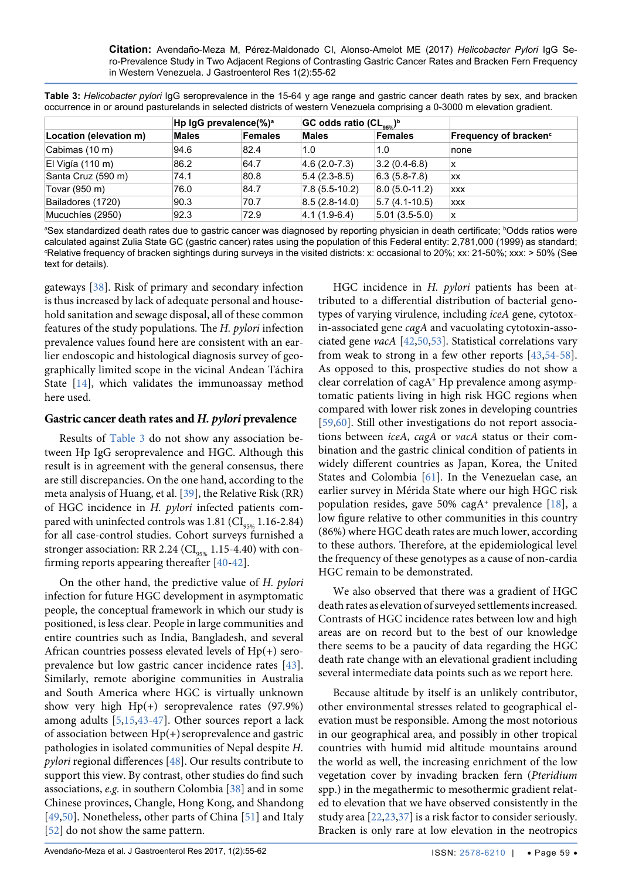**Table 3:** *Helicobacter pylori* IgG seroprevalence in the 15-64 y age range and gastric cancer death rates by sex, and bracken occurrence in or around pasturelands in selected districts of western Venezuela comprising a 0-3000 m elevation gradient.

| | Hp IgG prevalence(%)[a] | | GC odds ratio ($CL_{95\%}$)[b] | | |
|---|---|---|---|---|---|
| **Location (elevation m)** | **Males** | **Females** | **Males** | **Females** | **Frequency of bracken**[c] |
| Cabimas (10 m) | 94.6 | 82.4 | 1.0 | 1.0 | none |
| El Vigía (110 m) | 86.2 | 64.7 | 4.6 (2.0-7.3) | 3.2 (0.4-6.8) | x |
| Santa Cruz (590 m) | 74.1 | 80.8 | 5.4 (2.3-8.5) | 6.3 (5.8-7.8) | xx |
| Tovar (950 m) | 76.0 | 84.7 | 7.8 (5.5-10.2) | 8.0 (5.0-11.2) | xxx |
| Bailadores (1720) | 90.3 | 70.7 | 8.5 (2.8-14.0) | 5.7 (4.1-10.5) | xxx |
| Mucuchíes (2950) | 92.3 | 72.9 | 4.1 (1.9-6.4) | 5.01 (3.5-5.0) | x |

[a]Sex standardized death rates due to gastric cancer was diagnosed by reporting physician in death certificate; [b]Odds ratios were calculated against Zulia State GC (gastric cancer) rates using the population of this Federal entity: 2,781,000 (1999) as standard; [c]Relative frequency of bracken sightings during surveys in the visited districts: x: occasional to 20%; xx: 21-50%; xxx: > 50% (See text for details).

gateways [38]. Risk of primary and secondary infection is thus increased by lack of adequate personal and household sanitation and sewage disposal, all of these common features of the study populations. The *H. pylori* infection prevalence values found here are consistent with an earlier endoscopic and histological diagnosis survey of geographically limited scope in the vicinal Andean Táchira State [14], which validates the immunoassay method here used.

### Gastric cancer death rates and *H. pylori* prevalence

Results of Table 3 do not show any association between Hp IgG seroprevalence and HGC. Although this result is in agreement with the general consensus, there are still discrepancies. On the one hand, according to the meta analysis of Huang, et al. [39], the Relative Risk (RR) of HGC incidence in *H. pylori* infected patients compared with uninfected controls was 1.81 ($CI_{95\%}$ 1.16-2.84) for all case-control studies. Cohort surveys furnished a stronger association: RR 2.24 ($CI_{95\%}$ 1.15-4.40) with confirming reports appearing thereafter [40-42].

On the other hand, the predictive value of *H. pylori* infection for future HGC development in asymptomatic people, the conceptual framework in which our study is positioned, is less clear. People in large communities and entire countries such as India, Bangladesh, and several African countries possess elevated levels of Hp(+) seroprevalence but low gastric cancer incidence rates [43]. Similarly, remote aborigine communities in Australia and South America where HGC is virtually unknown show very high Hp(+) seroprevalence rates (97.9%) among adults [5,15,43-47]. Other sources report a lack of association between Hp(+) seroprevalence and gastric pathologies in isolated communities of Nepal despite *H. pylori* regional differences [48]. Our results contribute to support this view. By contrast, other studies do find such associations, *e.g.* in southern Colombia [38] and in some Chinese provinces, Changle, Hong Kong, and Shandong [49,50]. Nonetheless, other parts of China [51] and Italy [52] do not show the same pattern.

HGC incidence in *H. pylori* patients has been attributed to a differential distribution of bacterial genotypes of varying virulence, including *iceA* gene, cytotoxin-associated gene *cagA* and vacuolating cytotoxin-associated gene *vacA* [42,50,53]. Statistical correlations vary from weak to strong in a few other reports [43,54-58]. As opposed to this, prospective studies do not show a clear correlation of cagA[+] Hp prevalence among asymptomatic patients living in high risk HGC regions when compared with lower risk zones in developing countries [59,60]. Still other investigations do not report associations between *iceA, cagA* or *vacA* status or their combination and the gastric clinical condition of patients in widely different countries as Japan, Korea, the United States and Colombia [61]. In the Venezuelan case, an earlier survey in Mérida State where our high HGC risk population resides, gave 50% cagA[+] prevalence [18], a low figure relative to other communities in this country (86%) where HGC death rates are much lower, according to these authors. Therefore, at the epidemiological level the frequency of these genotypes as a cause of non-cardia HGC remain to be demonstrated.

We also observed that there was a gradient of HGC death rates as elevation of surveyed settlements increased. Contrasts of HGC incidence rates between low and high areas are on record but to the best of our knowledge there seems to be a paucity of data regarding the HGC death rate change with an elevational gradient including several intermediate data points such as we report here.

Because altitude by itself is an unlikely contributor, other environmental stresses related to geographical elevation must be responsible. Among the most notorious in our geographical area, and possibly in other tropical countries with humid mid altitude mountains around the world as well, the increasing enrichment of the low vegetation cover by invading bracken fern (*Pteridium* spp.) in the megathermic to mesothermic gradient related to elevation that we have observed consistently in the study area [22,23,37] is a risk factor to consider seriously. Bracken is only rare at low elevation in the neotropics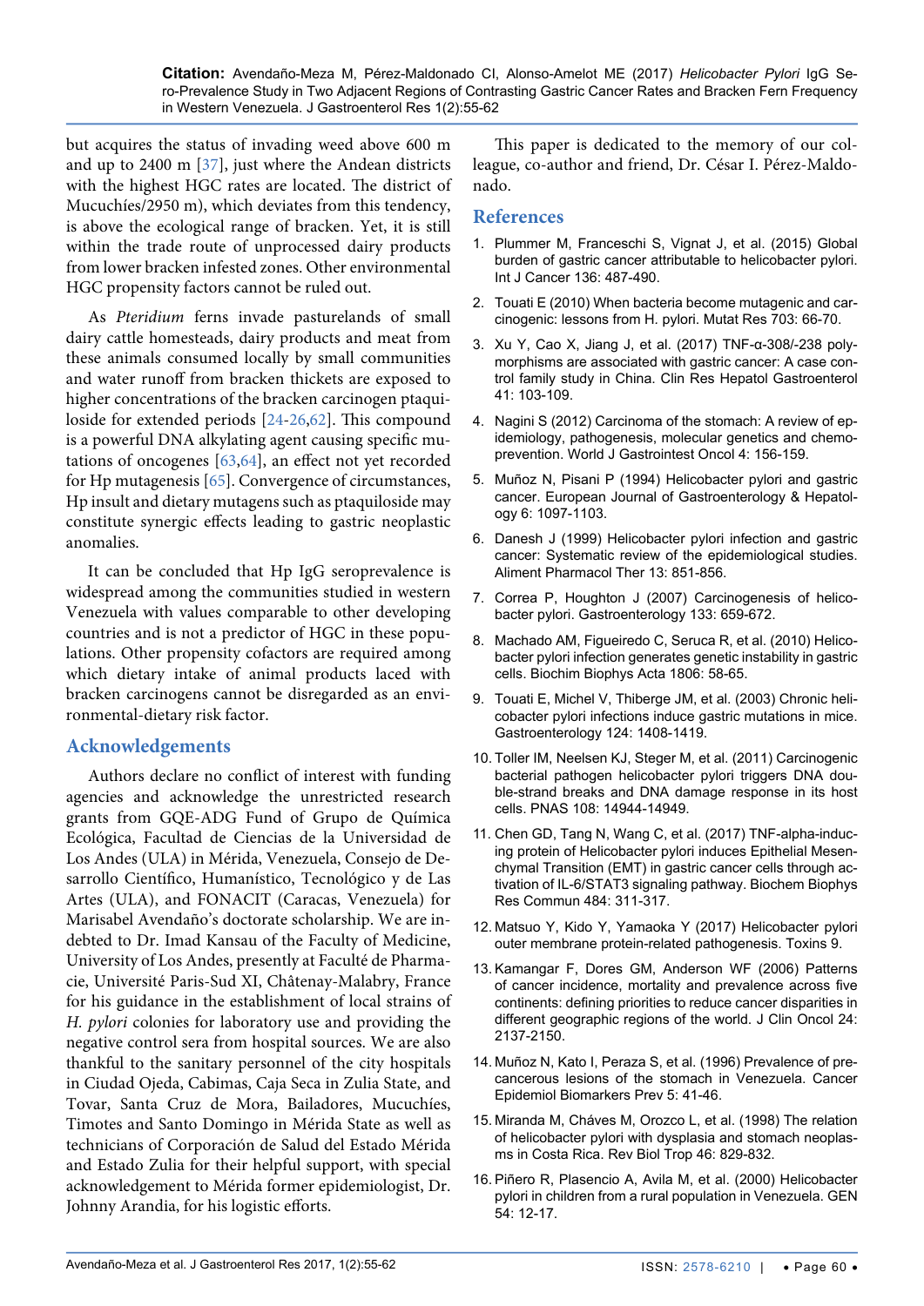but acquires the status of invading weed above 600 m and up to 2400 m [37], just where the Andean districts with the highest HGC rates are located. The district of Mucuchíes/2950 m), which deviates from this tendency, is above the ecological range of bracken. Yet, it is still within the trade route of unprocessed dairy products from lower bracken infested zones. Other environmental HGC propensity factors cannot be ruled out.

As *Pteridium* ferns invade pasturelands of small dairy cattle homesteads, dairy products and meat from these animals consumed locally by small communities and water runoff from bracken thickets are exposed to higher concentrations of the bracken carcinogen ptaquiloside for extended periods [24-26,62]. This compound is a powerful DNA alkylating agent causing specific mutations of oncogenes [63,64], an effect not yet recorded for Hp mutagenesis [65]. Convergence of circumstances, Hp insult and dietary mutagens such as ptaquiloside may constitute synergic effects leading to gastric neoplastic anomalies.

It can be concluded that Hp IgG seroprevalence is widespread among the communities studied in western Venezuela with values comparable to other developing countries and is not a predictor of HGC in these populations. Other propensity cofactors are required among which dietary intake of animal products laced with bracken carcinogens cannot be disregarded as an environmental-dietary risk factor.

## Acknowledgements

Authors declare no conflict of interest with funding agencies and acknowledge the unrestricted research grants from GQE-ADG Fund of Grupo de Química Ecológica, Facultad de Ciencias de la Universidad de Los Andes (ULA) in Mérida, Venezuela, Consejo de Desarrollo Científico, Humanístico, Tecnológico y de Las Artes (ULA), and FONACIT (Caracas, Venezuela) for Marisabel Avendaño's doctorate scholarship. We are indebted to Dr. Imad Kansau of the Faculty of Medicine, University of Los Andes, presently at Faculté de Pharmacie, Université Paris-Sud XI, Châtenay-Malabry, France for his guidance in the establishment of local strains of *H. pylori* colonies for laboratory use and providing the negative control sera from hospital sources. We are also thankful to the sanitary personnel of the city hospitals in Ciudad Ojeda, Cabimas, Caja Seca in Zulia State, and Tovar, Santa Cruz de Mora, Bailadores, Mucuchíes, Timotes and Santo Domingo in Mérida State as well as technicians of Corporación de Salud del Estado Mérida and Estado Zulia for their helpful support, with special acknowledgement to Mérida former epidemiologist, Dr. Johnny Arandia, for his logistic efforts.

This paper is dedicated to the memory of our colleague, co-author and friend, Dr. César I. Pérez-Maldonado.

## References

1. Plummer M, Franceschi S, Vignat J, et al. (2015) Global burden of gastric cancer attributable to helicobacter pylori. Int J Cancer 136: 487-490.
2. Touati E (2010) When bacteria become mutagenic and carcinogenic: lessons from H. pylori. Mutat Res 703: 66-70.
3. Xu Y, Cao X, Jiang J, et al. (2017) TNF-α-308/-238 polymorphisms are associated with gastric cancer: A case control family study in China. Clin Res Hepatol Gastroenterol 41: 103-109.
4. Nagini S (2012) Carcinoma of the stomach: A review of epidemiology, pathogenesis, molecular genetics and chemoprevention. World J Gastrointest Oncol 4: 156-159.
5. Muñoz N, Pisani P (1994) Helicobacter pylori and gastric cancer. European Journal of Gastroenterology & Hepatology 6: 1097-1103.
6. Danesh J (1999) Helicobacter pylori infection and gastric cancer: Systematic review of the epidemiological studies. Aliment Pharmacol Ther 13: 851-856.
7. Correa P, Houghton J (2007) Carcinogenesis of helicobacter pylori. Gastroenterology 133: 659-672.
8. Machado AM, Figueiredo C, Seruca R, et al. (2010) Helicobacter pylori infection generates genetic instability in gastric cells. Biochim Biophys Acta 1806: 58-65.
9. Touati E, Michel V, Thiberge JM, et al. (2003) Chronic helicobacter pylori infections induce gastric mutations in mice. Gastroenterology 124: 1408-1419.
10. Toller IM, Neelsen KJ, Steger M, et al. (2011) Carcinogenic bacterial pathogen helicobacter pylori triggers DNA double-strand breaks and DNA damage response in its host cells. PNAS 108: 14944-14949.
11. Chen GD, Tang N, Wang C, et al. (2017) TNF-alpha-inducing protein of Helicobacter pylori induces Epithelial Mesenchymal Transition (EMT) in gastric cancer cells through activation of IL-6/STAT3 signaling pathway. Biochem Biophys Res Commun 484: 311-317.
12. Matsuo Y, Kido Y, Yamaoka Y (2017) Helicobacter pylori outer membrane protein-related pathogenesis. Toxins 9.
13. Kamangar F, Dores GM, Anderson WF (2006) Patterns of cancer incidence, mortality and prevalence across five continents: defining priorities to reduce cancer disparities in different geographic regions of the world. J Clin Oncol 24: 2137-2150.
14. Muñoz N, Kato I, Peraza S, et al. (1996) Prevalence of precancerous lesions of the stomach in Venezuela. Cancer Epidemiol Biomarkers Prev 5: 41-46.
15. Miranda M, Cháves M, Orozco L, et al. (1998) The relation of helicobacter pylori with dysplasia and stomach neoplasms in Costa Rica. Rev Biol Trop 46: 829-832.
16. Piñero R, Plasencio A, Avila M, et al. (2000) Helicobacter pylori in children from a rural population in Venezuela. GEN 54: 12-17.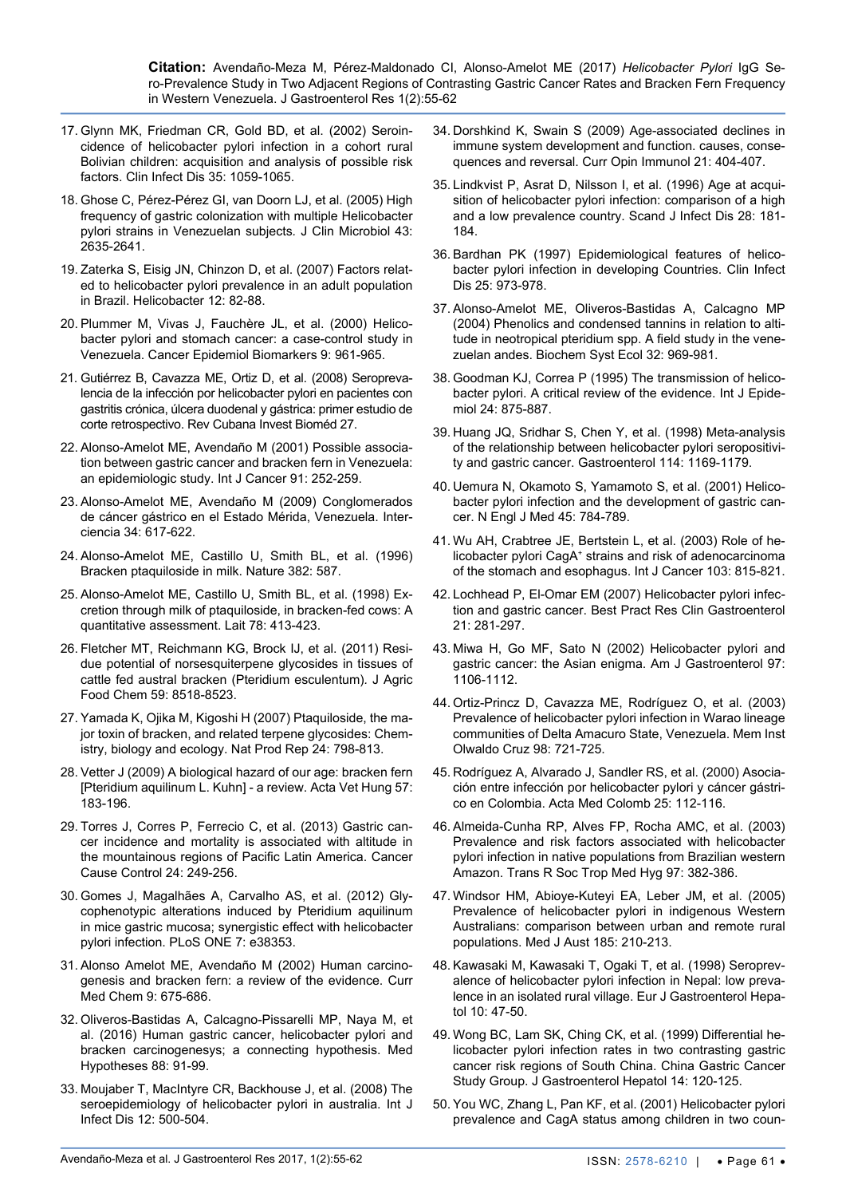17. Glynn MK, Friedman CR, Gold BD, et al. (2002) Seroincidence of helicobacter pylori infection in a cohort rural Bolivian children: acquisition and analysis of possible risk factors. Clin Infect Dis 35: 1059-1065.
18. Ghose C, Pérez-Pérez GI, van Doorn LJ, et al. (2005) High frequency of gastric colonization with multiple Helicobacter pylori strains in Venezuelan subjects. J Clin Microbiol 43: 2635-2641.
19. Zaterka S, Eisig JN, Chinzon D, et al. (2007) Factors related to helicobacter pylori prevalence in an adult population in Brazil. Helicobacter 12: 82-88.
20. Plummer M, Vivas J, Fauchère JL, et al. (2000) Helicobacter pylori and stomach cancer: a case-control study in Venezuela. Cancer Epidemiol Biomarkers 9: 961-965.
21. Gutiérrez B, Cavazza ME, Ortiz D, et al. (2008) Seroprevalencia de la infección por helicobacter pylori en pacientes con gastritis crónica, úlcera duodenal y gástrica: primer estudio de corte retrospectivo. Rev Cubana Invest Bioméd 27.
22. Alonso-Amelot ME, Avendaño M (2001) Possible association between gastric cancer and bracken fern in Venezuela: an epidemiologic study. Int J Cancer 91: 252-259.
23. Alonso-Amelot ME, Avendaño M (2009) Conglomerados de cáncer gástrico en el Estado Mérida, Venezuela. Interciencia 34: 617-622.
24. Alonso-Amelot ME, Castillo U, Smith BL, et al. (1996) Bracken ptaquiloside in milk. Nature 382: 587.
25. Alonso-Amelot ME, Castillo U, Smith BL, et al. (1998) Excretion through milk of ptaquiloside, in bracken-fed cows: A quantitative assessment. Lait 78: 413-423.
26. Fletcher MT, Reichmann KG, Brock IJ, et al. (2011) Residue potential of norsesquiterpene glycosides in tissues of cattle fed austral bracken (Pteridium esculentum). J Agric Food Chem 59: 8518-8523.
27. Yamada K, Ojika M, Kigoshi H (2007) Ptaquiloside, the major toxin of bracken, and related terpene glycosides: Chemistry, biology and ecology. Nat Prod Rep 24: 798-813.
28. Vetter J (2009) A biological hazard of our age: bracken fern [Pteridium aquilinum L. Kuhn] - a review. Acta Vet Hung 57: 183-196.
29. Torres J, Corres P, Ferrecio C, et al. (2013) Gastric cancer incidence and mortality is associated with altitude in the mountainous regions of Pacific Latin America. Cancer Cause Control 24: 249-256.
30. Gomes J, Magalhães A, Carvalho AS, et al. (2012) Glycophenotypic alterations induced by Pteridium aquilinum in mice gastric mucosa; synergistic effect with helicobacter pylori infection. PLoS ONE 7: e38353.
31. Alonso Amelot ME, Avendaño M (2002) Human carcinogenesis and bracken fern: a review of the evidence. Curr Med Chem 9: 675-686.
32. Oliveros-Bastidas A, Calcagno-Pissarelli MP, Naya M, et al. (2016) Human gastric cancer, helicobacter pylori and bracken carcinogenesys; a connecting hypothesis. Med Hypotheses 88: 91-99.
33. Moujaber T, MacIntyre CR, Backhouse J, et al. (2008) The seroepidemiology of helicobacter pylori in australia. Int J Infect Dis 12: 500-504.
34. Dorshkind K, Swain S (2009) Age-associated declines in immune system development and function. causes, consequences and reversal. Curr Opin Immunol 21: 404-407.
35. Lindkvist P, Asrat D, Nilsson I, et al. (1996) Age at acquisition of helicobacter pylori infection: comparison of a high and a low prevalence country. Scand J Infect Dis 28: 181-184.
36. Bardhan PK (1997) Epidemiological features of helicobacter pylori infection in developing Countries. Clin Infect Dis 25: 973-978.
37. Alonso-Amelot ME, Oliveros-Bastidas A, Calcagno MP (2004) Phenolics and condensed tannins in relation to altitude in neotropical pteridium spp. A field study in the venezuelan andes. Biochem Syst Ecol 32: 969-981.
38. Goodman KJ, Correa P (1995) The transmission of helicobacter pylori. A critical review of the evidence. Int J Epidemiol 24: 875-887.
39. Huang JQ, Sridhar S, Chen Y, et al. (1998) Meta-analysis of the relationship between helicobacter pylori seropositivity and gastric cancer. Gastroenterol 114: 1169-1179.
40. Uemura N, Okamoto S, Yamamoto S, et al. (2001) Helicobacter pylori infection and the development of gastric cancer. N Engl J Med 45: 784-789.
41. Wu AH, Crabtree JE, Bertstein L, et al. (2003) Role of helicobacter pylori CagA$^{+}$ strains and risk of adenocarcinoma of the stomach and esophagus. Int J Cancer 103: 815-821.
42. Lochhead P, El-Omar EM (2007) Helicobacter pylori infection and gastric cancer. Best Pract Res Clin Gastroenterol 21: 281-297.
43. Miwa H, Go MF, Sato N (2002) Helicobacter pylori and gastric cancer: the Asian enigma. Am J Gastroenterol 97: 1106-1112.
44. Ortiz-Princz D, Cavazza ME, Rodríguez O, et al. (2003) Prevalence of helicobacter pylori infection in Warao lineage communities of Delta Amacuro State, Venezuela. Mem Inst Olwaldo Cruz 98: 721-725.
45. Rodríguez A, Alvarado J, Sandler RS, et al. (2000) Asociación entre infección por helicobacter pylori y cáncer gástrico en Colombia. Acta Med Colomb 25: 112-116.
46. Almeida-Cunha RP, Alves FP, Rocha AMC, et al. (2003) Prevalence and risk factors associated with helicobacter pylori infection in native populations from Brazilian western Amazon. Trans R Soc Trop Med Hyg 97: 382-386.
47. Windsor HM, Abioye-Kuteyi EA, Leber JM, et al. (2005) Prevalence of helicobacter pylori in indigenous Western Australians: comparison between urban and remote rural populations. Med J Aust 185: 210-213.
48. Kawasaki M, Kawasaki T, Ogaki T, et al. (1998) Seroprevalence of helicobacter pylori infection in Nepal: low prevalence in an isolated rural village. Eur J Gastroenterol Hepatol 10: 47-50.
49. Wong BC, Lam SK, Ching CK, et al. (1999) Differential helicobacter pylori infection rates in two contrasting gastric cancer risk regions of South China. China Gastric Cancer Study Group. J Gastroenterol Hepatol 14: 120-125.
50. You WC, Zhang L, Pan KF, et al. (2001) Helicobacter pylori prevalence and CagA status among children in two coun-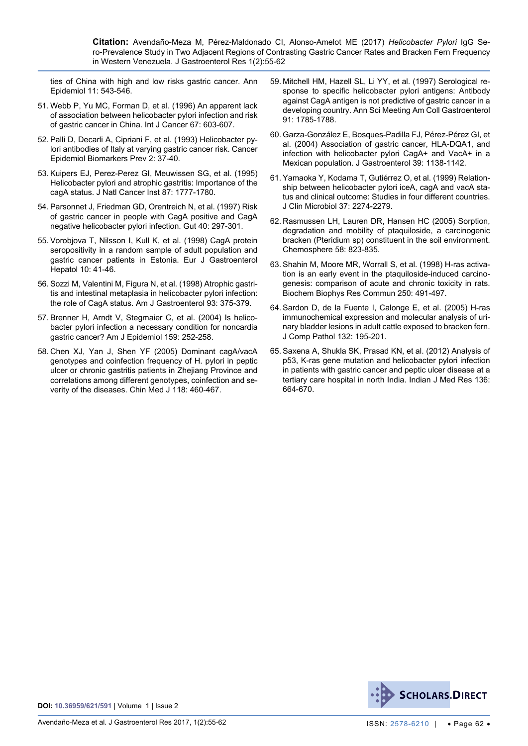ties of China with high and low risks gastric cancer. Ann Epidemiol 11: 543-546.

51. Webb P, Yu MC, Forman D, et al. (1996) An apparent lack of association between helicobacter pylori infection and risk of gastric cancer in China. Int J Cancer 67: 603-607.

52. Palli D, Decarli A, Cipriani F, et al. (1993) Helicobacter pylori antibodies of Italy at varying gastric cancer risk. Cancer Epidemiol Biomarkers Prev 2: 37-40.

53. Kuipers EJ, Perez-Perez GI, Meuwissen SG, et al. (1995) Helicobacter pylori and atrophic gastritis: Importance of the cagA status. J Natl Cancer Inst 87: 1777-1780.

54. Parsonnet J, Friedman GD, Orentreich N, et al. (1997) Risk of gastric cancer in people with CagA positive and CagA negative helicobacter pylori infection. Gut 40: 297-301.

55. Vorobjova T, Nilsson I, Kull K, et al. (1998) CagA protein seropositivity in a random sample of adult population and gastric cancer patients in Estonia. Eur J Gastroenterol Hepatol 10: 41-46.

56. Sozzi M, Valentini M, Figura N, et al. (1998) Atrophic gastritis and intestinal metaplasia in helicobacter pylori infection: the role of CagA status. Am J Gastroenterol 93: 375-379.

57. Brenner H, Arndt V, Stegmaier C, et al. (2004) Is helicobacter pylori infection a necessary condition for noncardia gastric cancer? Am J Epidemiol 159: 252-258.

58. Chen XJ, Yan J, Shen YF (2005) Dominant cagA/vacA genotypes and coinfection frequency of H. pylori in peptic ulcer or chronic gastritis patients in Zhejiang Province and correlations among different genotypes, coinfection and severity of the diseases. Chin Med J 118: 460-467.

59. Mitchell HM, Hazell SL, Li YY, et al. (1997) Serological response to specific helicobacter pylori antigens: Antibody against CagA antigen is not predictive of gastric cancer in a developing country. Ann Sci Meeting Am Coll Gastroenterol 91: 1785-1788.

60. Garza-González E, Bosques-Padilla FJ, Pérez-Pérez GI, et al. (2004) Association of gastric cancer, HLA-DQA1, and infection with helicobacter pylori CagA+ and VacA+ in a Mexican population. J Gastroenterol 39: 1138-1142.

61. Yamaoka Y, Kodama T, Gutiérrez O, et al. (1999) Relationship between helicobacter pylori iceA, cagA and vacA status and clinical outcome: Studies in four different countries. J Clin Microbiol 37: 2274-2279.

62. Rasmussen LH, Lauren DR, Hansen HC (2005) Sorption, degradation and mobility of ptaquiloside, a carcinogenic bracken (Pteridium sp) constituent in the soil environment. Chemosphere 58: 823-835.

63. Shahin M, Moore MR, Worrall S, et al. (1998) H-ras activation is an early event in the ptaquiloside-induced carcinogenesis: comparison of acute and chronic toxicity in rats. Biochem Biophys Res Commun 250: 491-497.

64. Sardon D, de la Fuente I, Calonge E, et al. (2005) H-ras immunochemical expression and molecular analysis of urinary bladder lesions in adult cattle exposed to bracken fern. J Comp Pathol 132: 195-201.

65. Saxena A, Shukla SK, Prasad KN, et al. (2012) Analysis of p53, K-ras gene mutation and helicobacter pylori infection in patients with gastric cancer and peptic ulcer disease at a tertiary care hospital in north India. Indian J Med Res 136: 664-670.